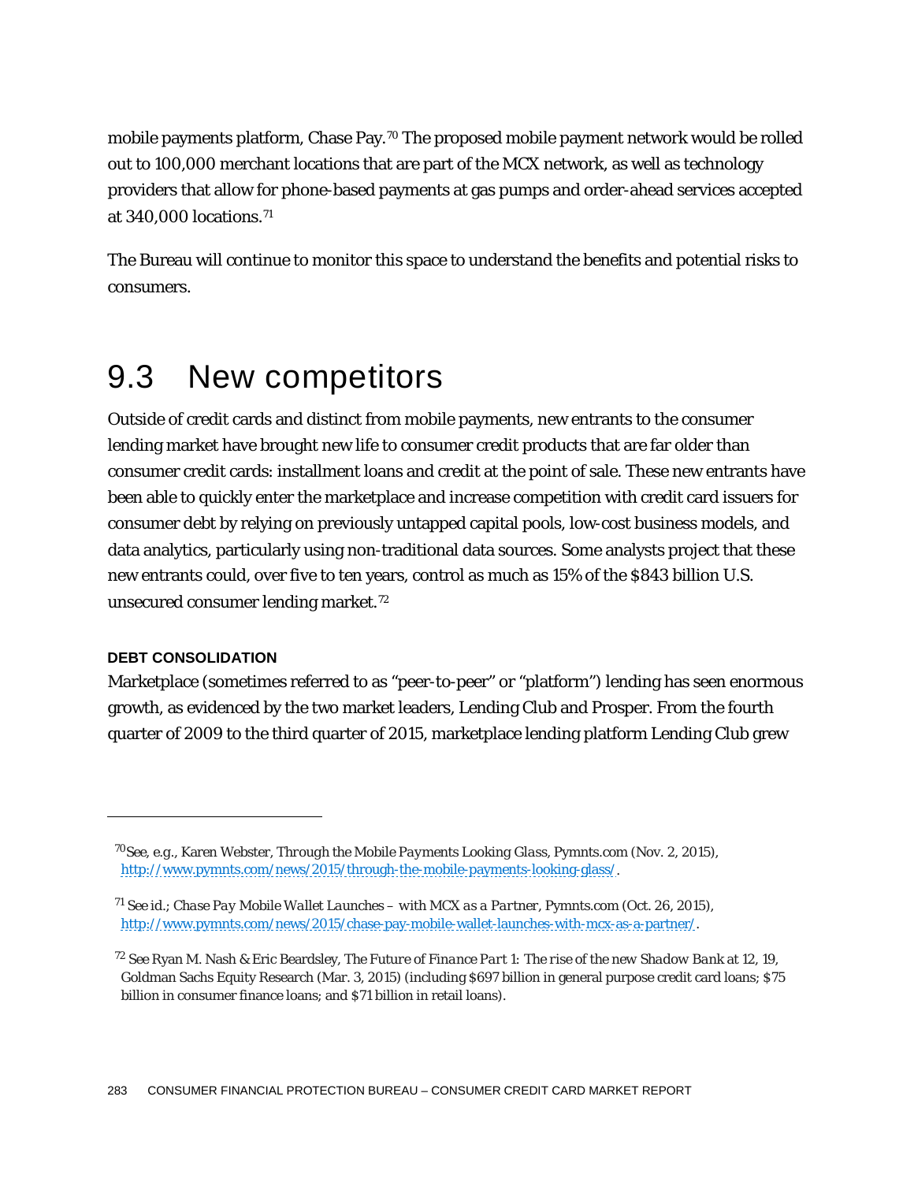mobile payments platform, Chase Pay.[70] The proposed mobile payment network would be rolled out to 100,000 merchant locations that are part of the MCX network, as well as technology providers that allow for phone-based payments at gas pumps and order-ahead services accepted at 340,000 locations.[71]

The Bureau will continue to monitor this space to understand the benefits and potential risks to consumers.

## 9.3 New competitors

Outside of credit cards and distinct from mobile payments, new entrants to the consumer lending market have brought new life to consumer credit products that are far older than consumer credit cards: installment loans and credit at the point of sale. These new entrants have been able to quickly enter the marketplace and increase competition with credit card issuers for consumer debt by relying on previously untapped capital pools, low-cost business models, and data analytics, particularly using non-traditional data sources. Some analysts project that these new entrants could, over five to ten years, control as much as 15% of the $843 billion U.S. unsecured consumer lending market.[72]

### DEBT CONSOLIDATION

Marketplace (sometimes referred to as "peer-to-peer" or "platform") lending has seen enormous growth, as evidenced by the two market leaders, Lending Club and Prosper. From the fourth quarter of 2009 to the third quarter of 2015, marketplace lending platform Lending Club grew

---

[70] *See, e.g.*, Karen Webster, *Through the Mobile Payments Looking Glass*, Pymnts.com (Nov. 2, 2015), http://www.pymnts.com/news/2015/through-the-mobile-payments-looking-glass/.

[71] *See id.*; *Chase Pay Mobile Wallet Launches – with MCX as a Partner*, Pymnts.com (Oct. 26, 2015), http://www.pymnts.com/news/2015/chase-pay-mobile-wallet-launches-with-mcx-as-a-partner/.

[72] *See* Ryan M. Nash & Eric Beardsley, *The Future of Finance Part 1: The rise of the new Shadow Bank* at 12, 19, Goldman Sachs Equity Research (Mar. 3, 2015) (including $697 billion in general purpose credit card loans; $75 billion in consumer finance loans; and $71 billion in retail loans).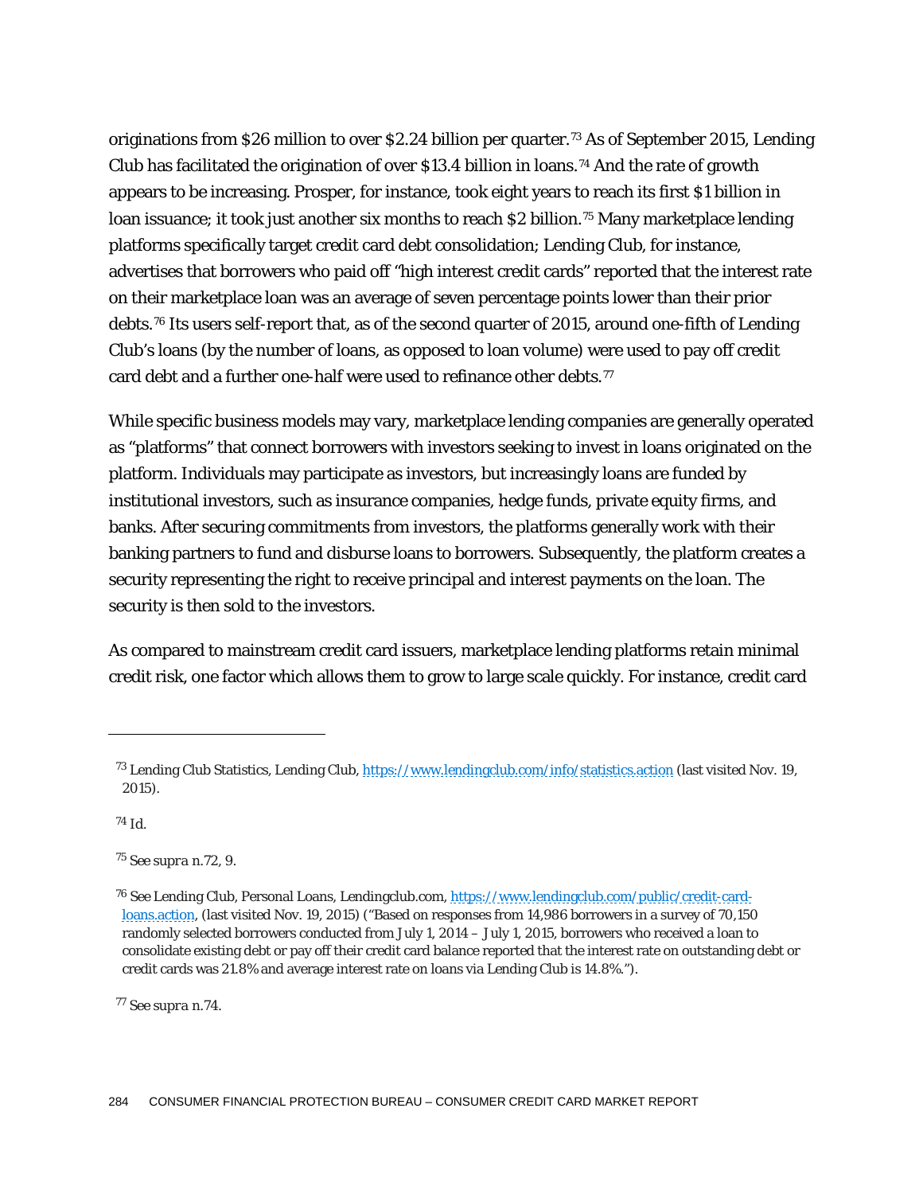originations from $26 million to over $2.24 billion per quarter.[73] As of September 2015, Lending Club has facilitated the origination of over $13.4 billion in loans.[74] And the rate of growth appears to be increasing. Prosper, for instance, took eight years to reach its first $1 billion in loan issuance; it took just another six months to reach $2 billion.[75] Many marketplace lending platforms specifically target credit card debt consolidation; Lending Club, for instance, advertises that borrowers who paid off "high interest credit cards" reported that the interest rate on their marketplace loan was an average of seven percentage points lower than their prior debts.[76] Its users self-report that, as of the second quarter of 2015, around one-fifth of Lending Club's loans (by the number of loans, as opposed to loan volume) were used to pay off credit card debt and a further one-half were used to refinance other debts.[77]

While specific business models may vary, marketplace lending companies are generally operated as "platforms" that connect borrowers with investors seeking to invest in loans originated on the platform. Individuals may participate as investors, but increasingly loans are funded by institutional investors, such as insurance companies, hedge funds, private equity firms, and banks. After securing commitments from investors, the platforms generally work with their banking partners to fund and disburse loans to borrowers. Subsequently, the platform creates a security representing the right to receive principal and interest payments on the loan. The security is then sold to the investors.

As compared to mainstream credit card issuers, marketplace lending platforms retain minimal credit risk, one factor which allows them to grow to large scale quickly. For instance, credit card

---

[73] Lending Club Statistics, Lending Club, https://www.lendingclub.com/info/statistics.action (last visited Nov. 19, 2015).

[74] *Id.*

[75] *See supra* n.72, 9.

[76] See Lending Club, Personal Loans, Lendingclub.com, https://www.lendingclub.com/public/credit-card-loans.action, (last visited Nov. 19, 2015) ("Based on responses from 14,986 borrowers in a survey of 70,150 randomly selected borrowers conducted from July 1, 2014 – July 1, 2015, borrowers who received a loan to consolidate existing debt or pay off their credit card balance reported that the interest rate on outstanding debt or credit cards was 21.8% and average interest rate on loans via Lending Club is 14.8%.").

[77] *See supra* n.74.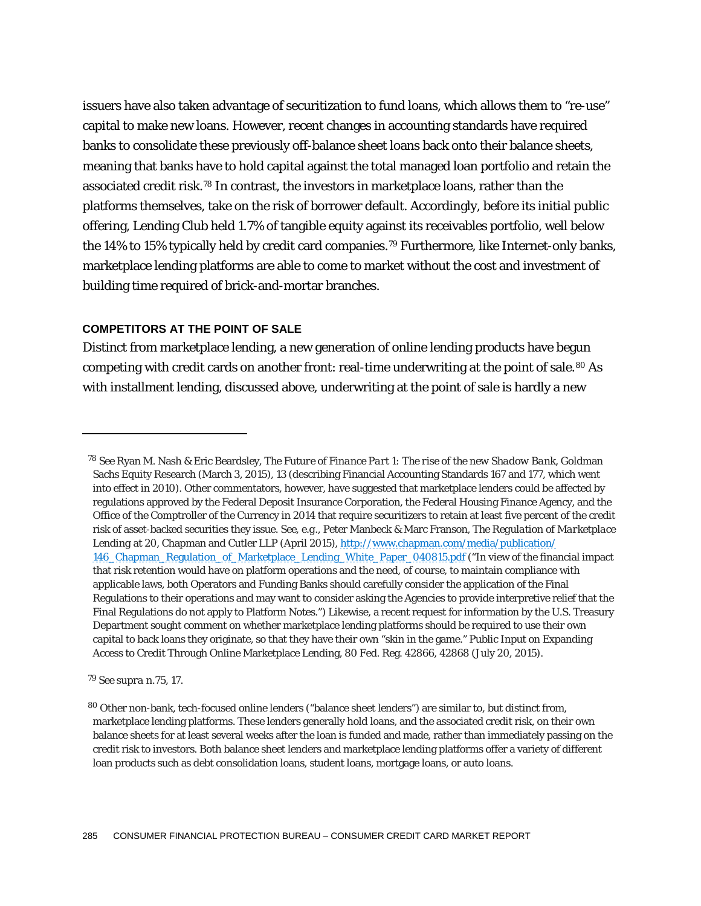issuers have also taken advantage of securitization to fund loans, which allows them to "re-use" capital to make new loans. However, recent changes in accounting standards have required banks to consolidate these previously off-balance sheet loans back onto their balance sheets, meaning that banks have to hold capital against the total managed loan portfolio and retain the associated credit risk.[78] In contrast, the investors in marketplace loans, rather than the platforms themselves, take on the risk of borrower default. Accordingly, before its initial public offering, Lending Club held 1.7% of tangible equity against its receivables portfolio, well below the 14% to 15% typically held by credit card companies.[79] Furthermore, like Internet-only banks, marketplace lending platforms are able to come to market without the cost and investment of building time required of brick-and-mortar branches.

### COMPETITORS AT THE POINT OF SALE

Distinct from marketplace lending, a new generation of online lending products have begun competing with credit cards on another front: real-time underwriting at the point of sale.[80] As with installment lending, discussed above, underwriting at the point of sale is hardly a new

---

[78] See Ryan M. Nash & Eric Beardsley, *The Future of Finance Part 1: The rise of the new Shadow Bank*, Goldman Sachs Equity Research (March 3, 2015), 13 (describing Financial Accounting Standards 167 and 177, which went into effect in 2010). Other commentators, however, have suggested that marketplace lenders could be affected by regulations approved by the Federal Deposit Insurance Corporation, the Federal Housing Finance Agency, and the Office of the Comptroller of the Currency in 2014 that require securitizers to retain at least five percent of the credit risk of asset-backed securities they issue. See, e.g., Peter Manbeck & Marc Franson, *The Regulation of Marketplace Lending* at 20, Chapman and Cutler LLP (April 2015), http://www.chapman.com/media/publication/146_Chapman_Regulation_of_Marketplace_Lending_White_Paper_040815.pdf ("In view of the financial impact that risk retention would have on platform operations and the need, of course, to maintain compliance with applicable laws, both Operators and Funding Banks should carefully consider the application of the Final Regulations to their operations and may want to consider asking the Agencies to provide interpretive relief that the Final Regulations do not apply to Platform Notes.") Likewise, a recent request for information by the U.S. Treasury Department sought comment on whether marketplace lending platforms should be required to use their own capital to back loans they originate, so that they have their own "skin in the game." Public Input on Expanding Access to Credit Through Online Marketplace Lending, 80 Fed. Reg. 42866, 42868 (July 20, 2015).

[79] See *supra* n.75, 17.

[80] Other non-bank, tech-focused online lenders ("balance sheet lenders") are similar to, but distinct from, marketplace lending platforms. These lenders generally hold loans, and the associated credit risk, on their own balance sheets for at least several weeks after the loan is funded and made, rather than immediately passing on the credit risk to investors. Both balance sheet lenders and marketplace lending platforms offer a variety of different loan products such as debt consolidation loans, student loans, mortgage loans, or auto loans.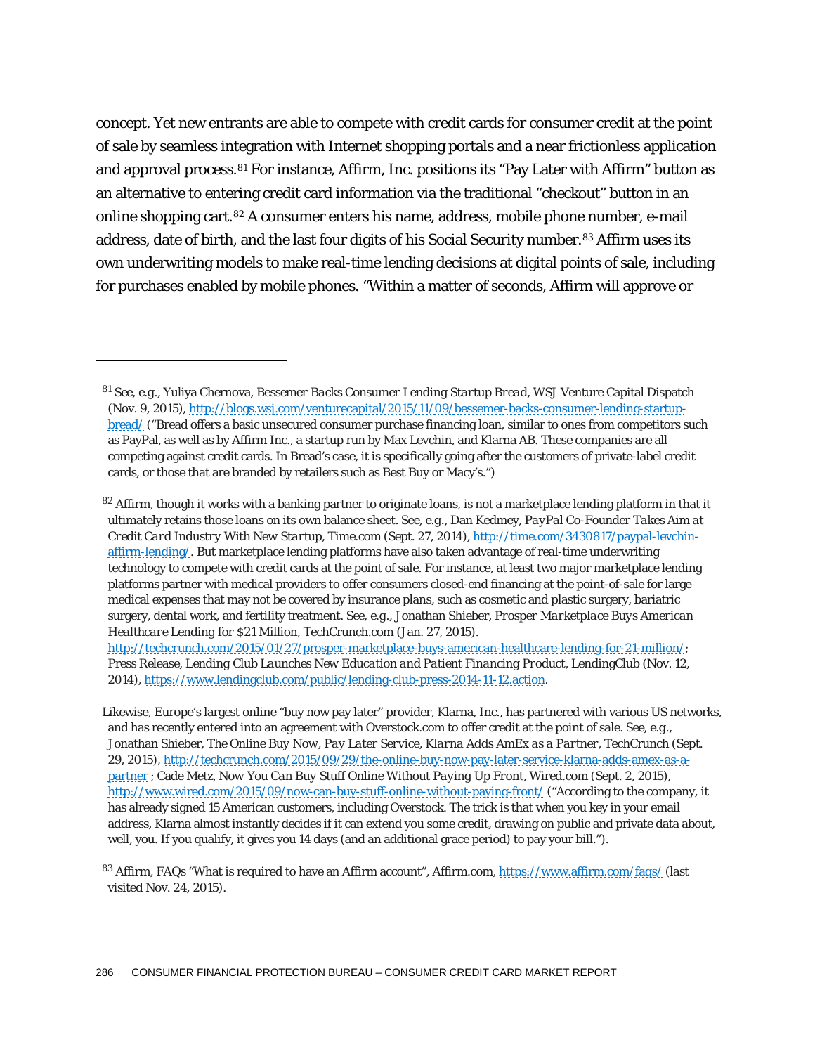concept. Yet new entrants are able to compete with credit cards for consumer credit at the point of sale by seamless integration with Internet shopping portals and a near frictionless application and approval process.[81] For instance, Affirm, Inc. positions its "Pay Later with Affirm" button as an alternative to entering credit card information via the traditional "checkout" button in an online shopping cart.[82] A consumer enters his name, address, mobile phone number, e-mail address, date of birth, and the last four digits of his Social Security number.[83] Affirm uses its own underwriting models to make real-time lending decisions at digital points of sale, including for purchases enabled by mobile phones. "Within a matter of seconds, Affirm will approve or

---

[81] *See, e.g.*, Yuliya Chernova, *Bessemer Backs Consumer Lending Startup Bread*, WSJ Venture Capital Dispatch (Nov. 9, 2015), http://blogs.wsj.com/venturecapital/2015/11/09/bessemer-backs-consumer-lending-startup-bread/ ("Bread offers a basic unsecured consumer purchase financing loan, similar to ones from competitors such as PayPal, as well as by Affirm Inc., a startup run by Max Levchin, and Klarna AB. These companies are all competing against credit cards. In Bread's case, it is specifically going after the customers of private-label credit cards, or those that are branded by retailers such as Best Buy or Macy's.")

[82] Affirm, though it works with a banking partner to originate loans, is not a marketplace lending platform in that it ultimately retains those loans on its own balance sheet. *See, e.g.*, Dan Kedmey, *PayPal Co-Founder Takes Aim at Credit Card Industry With New Startup*, Time.com (Sept. 27, 2014), http://time.com/3430817/paypal-levchin-affirm-lending/. But marketplace lending platforms have also taken advantage of real-time underwriting technology to compete with credit cards at the point of sale. For instance, at least two major marketplace lending platforms partner with medical providers to offer consumers closed-end financing at the point-of-sale for large medical expenses that may not be covered by insurance plans, such as cosmetic and plastic surgery, bariatric surgery, dental work, and fertility treatment. *See, e.g.*, Jonathan Shieber, *Prosper Marketplace Buys American Healthcare Lending for $21 Million*, TechCrunch.com (Jan. 27, 2015). http://techcrunch.com/2015/01/27/prosper-marketplace-buys-american-healthcare-lending-for-21-million/; Press Release, *Lending Club Launches New Education and Patient Financing Product*, LendingClub (Nov. 12, 2014), https://www.lendingclub.com/public/lending-club-press-2014-11-12.action.

Likewise, Europe's largest online "buy now pay later" provider, Klarna, Inc., has partnered with various US networks, and has recently entered into an agreement with Overstock.com to offer credit at the point of sale. *See, e.g.*, Jonathan Shieber, *The Online Buy Now, Pay Later Service, Klarna Adds AmEx as a Partner*, TechCrunch (Sept. 29, 2015), http://techcrunch.com/2015/09/29/the-online-buy-now-pay-later-service-klarna-adds-amex-as-a-partner ; Cade Metz, *Now You Can Buy Stuff Online Without Paying Up Front*, Wired.com (Sept. 2, 2015), http://www.wired.com/2015/09/now-can-buy-stuff-online-without-paying-front/ ("According to the company, it has already signed 15 American customers, including Overstock. The trick is that when you key in your email address, Klarna almost instantly decides if it can extend you some credit, drawing on public and private data about, well, you. If you qualify, it gives you 14 days (and an additional grace period) to pay your bill.").

[83] Affirm, FAQs "What is required to have an Affirm account", Affirm.com, https://www.affirm.com/faqs/ (last visited Nov. 24, 2015).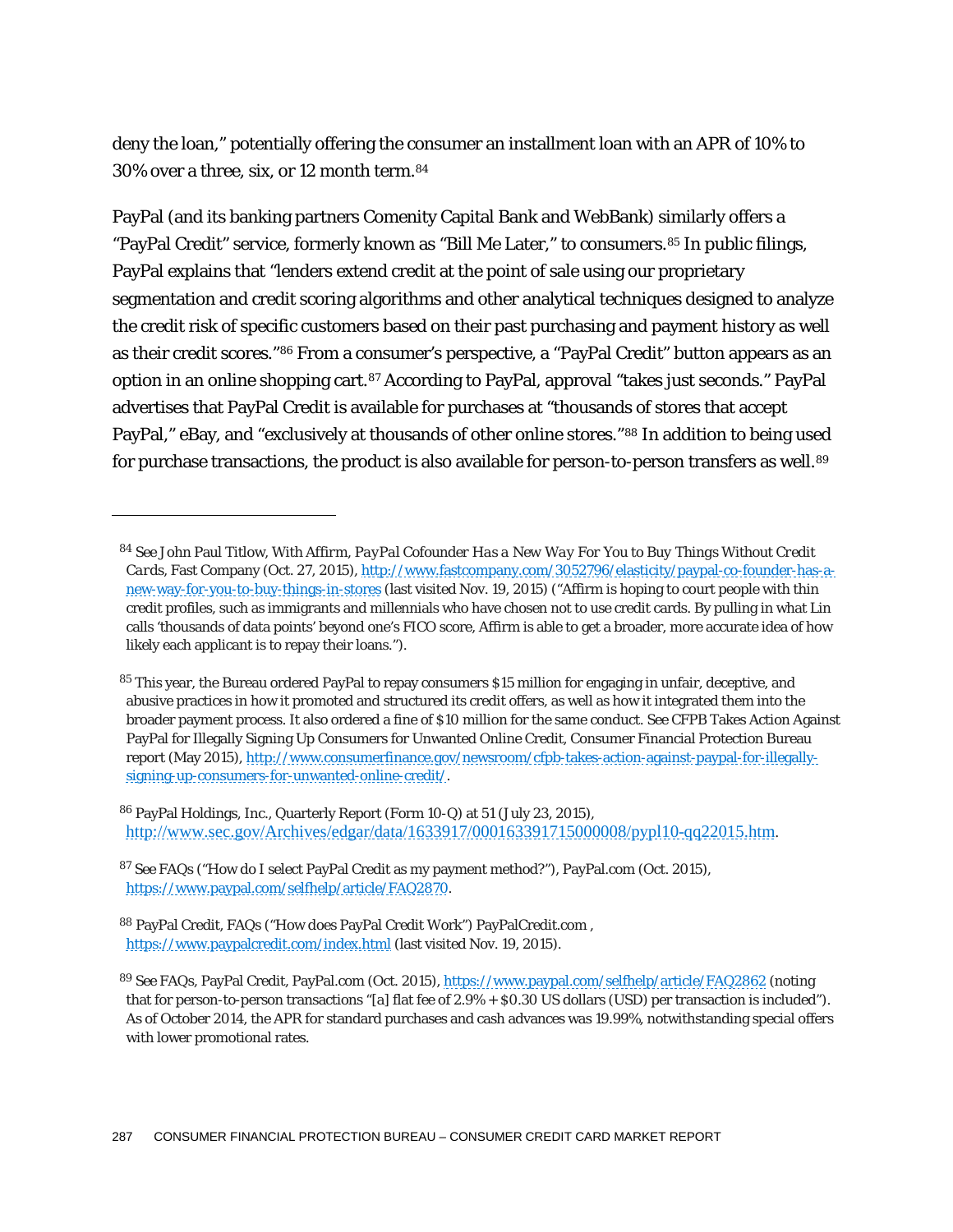deny the loan," potentially offering the consumer an installment loan with an APR of 10% to 30% over a three, six, or 12 month term.[84]

PayPal (and its banking partners Comenity Capital Bank and WebBank) similarly offers a "PayPal Credit" service, formerly known as "Bill Me Later," to consumers.[85] In public filings, PayPal explains that "lenders extend credit at the point of sale using our proprietary segmentation and credit scoring algorithms and other analytical techniques designed to analyze the credit risk of specific customers based on their past purchasing and payment history as well as their credit scores."[86] From a consumer's perspective, a "PayPal Credit" button appears as an option in an online shopping cart.[87] According to PayPal, approval "takes just seconds." PayPal advertises that PayPal Credit is available for purchases at "thousands of stores that accept PayPal," eBay, and "exclusively at thousands of other online stores."[88] In addition to being used for purchase transactions, the product is also available for person-to-person transfers as well.[89]

---

[84] See John Paul Titlow, *With Affirm, PayPal Cofounder Has a New Way For You to Buy Things Without Credit Cards*, Fast Company (Oct. 27, 2015), http://www.fastcompany.com/3052796/elasticity/paypal-co-founder-has-a-new-way-for-you-to-buy-things-in-stores (last visited Nov. 19, 2015) ("Affirm is hoping to court people with thin credit profiles, such as immigrants and millennials who have chosen not to use credit cards. By pulling in what Lin calls 'thousands of data points' beyond one's FICO score, Affirm is able to get a broader, more accurate idea of how likely each applicant is to repay their loans.").

[85] This year, the Bureau ordered PayPal to repay consumers $15 million for engaging in unfair, deceptive, and abusive practices in how it promoted and structured its credit offers, as well as how it integrated them into the broader payment process. It also ordered a fine of $10 million for the same conduct. See CFPB Takes Action Against PayPal for Illegally Signing Up Consumers for Unwanted Online Credit, Consumer Financial Protection Bureau report (May 2015), http://www.consumerfinance.gov/newsroom/cfpb-takes-action-against-paypal-for-illegally-signing-up-consumers-for-unwanted-online-credit/.

[86] PayPal Holdings, Inc., Quarterly Report (Form 10-Q) at 51 (July 23, 2015), http://www.sec.gov/Archives/edgar/data/1633917/000163391715000008/pypl10-qq22015.htm.

[87] See FAQs ("How do I select PayPal Credit as my payment method?"), PayPal.com (Oct. 2015), https://www.paypal.com/selfhelp/article/FAQ2870.

[88] PayPal Credit, FAQs ("How does PayPal Credit Work") PayPalCredit.com , https://www.paypalcredit.com/index.html (last visited Nov. 19, 2015).

[89] See FAQs, PayPal Credit, PayPal.com (Oct. 2015), https://www.paypal.com/selfhelp/article/FAQ2862 (noting that for person-to-person transactions "[a] flat fee of 2.9% + $0.30 US dollars (USD) per transaction is included"). As of October 2014, the APR for standard purchases and cash advances was 19.99%, notwithstanding special offers with lower promotional rates.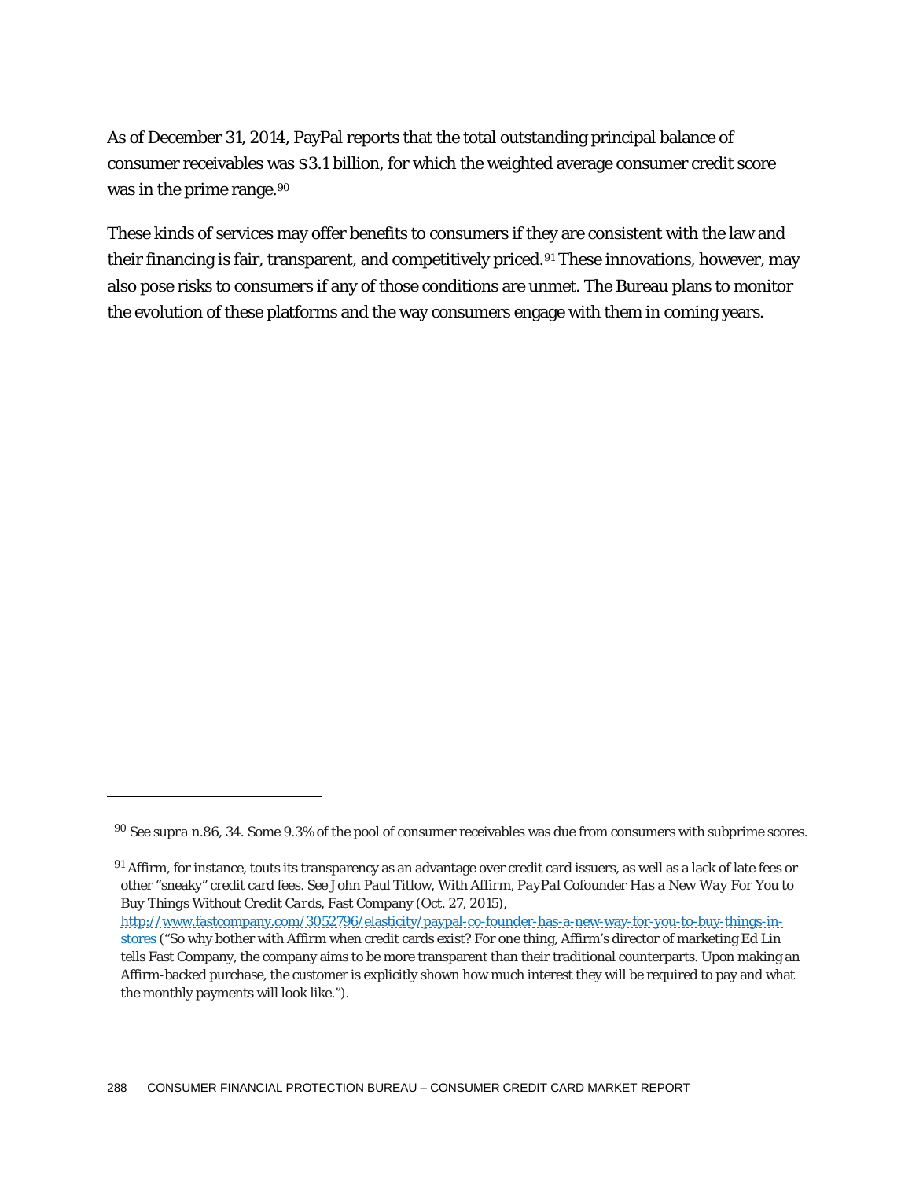As of December 31, 2014, PayPal reports that the total outstanding principal balance of consumer receivables was $3.1 billion, for which the weighted average consumer credit score was in the prime range.[90]

These kinds of services may offer benefits to consumers if they are consistent with the law and their financing is fair, transparent, and competitively priced.[91] These innovations, however, may also pose risks to consumers if any of those conditions are unmet. The Bureau plans to monitor the evolution of these platforms and the way consumers engage with them in coming years.

---

[90] See *supra* n.86, 34. Some 9.3% of the pool of consumer receivables was due from consumers with subprime scores.

[91] Affirm, for instance, touts its transparency as an advantage over credit card issuers, as well as a lack of late fees or other "sneaky" credit card fees. *See* John Paul Titlow, *With Affirm, PayPal Cofounder Has a New Way For You to Buy Things Without Credit Cards*, Fast Company (Oct. 27, 2015), http://www.fastcompany.com/3052796/elasticity/paypal-co-founder-has-a-new-way-for-you-to-buy-things-in-stores ("So why bother with Affirm when credit cards exist? For one thing, Affirm's director of marketing Ed Lin tells Fast Company, the company aims to be more transparent than their traditional counterparts. Upon making an Affirm-backed purchase, the customer is explicitly shown how much interest they will be required to pay and what the monthly payments will look like.").